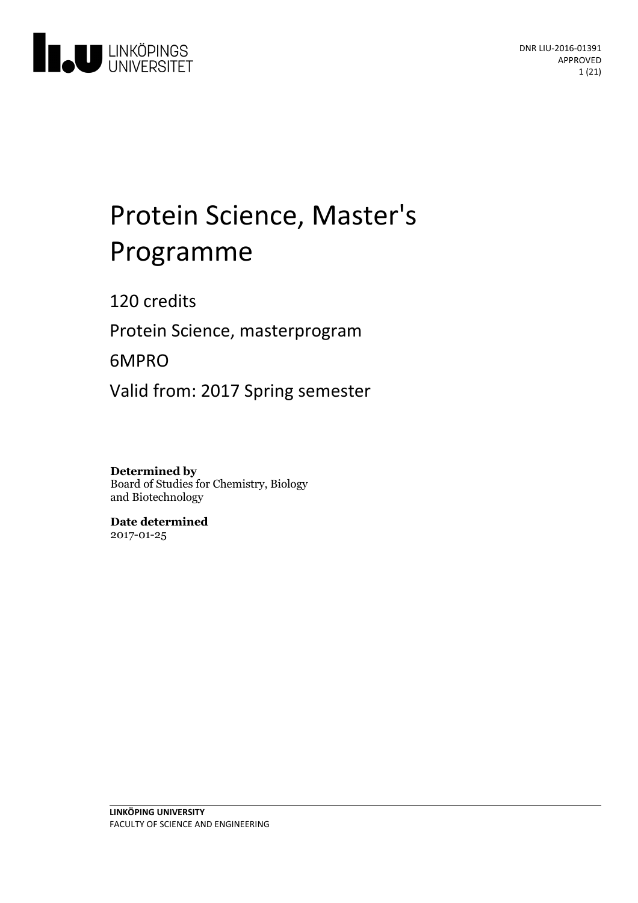DNR LIU-2016-01391
APPROVED

# Protein Science, Master's Programme

120 credits

Protein Science, masterprogram

6MPRO

Valid from: 2017 Spring semester

**Determined by**
Board of Studies for Chemistry, Biology and Biotechnology

**Date determined**
2017-01-25

**LINKÖPING UNIVERSITY**
FACULTY OF SCIENCE AND ENGINEERING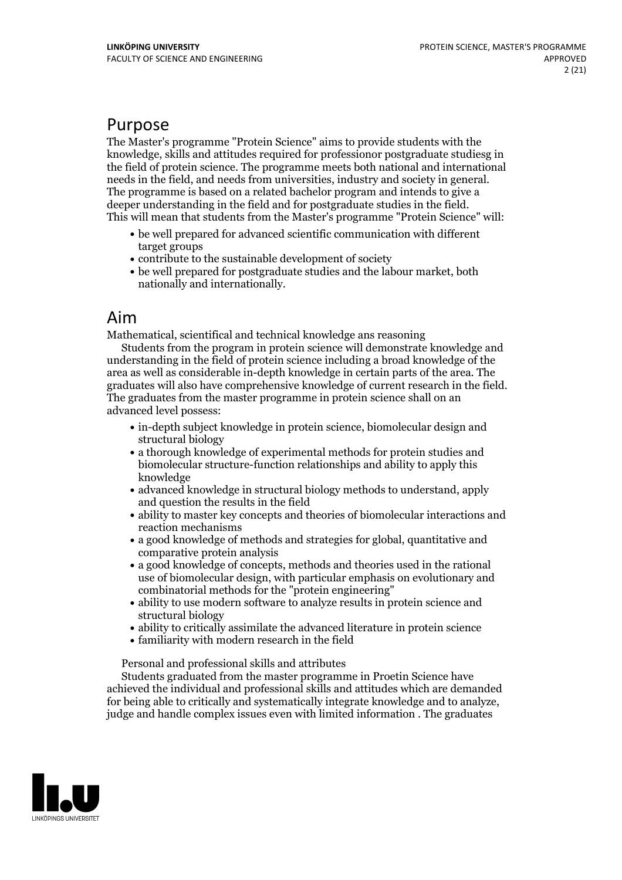## Purpose

The Master's programme "Protein Science" aims to provide students with the knowledge, skills and attitudes required for professionor postgraduate studiesg in the field of protein science. The programme meets both national and international needs in the field, and needs from universities, industry and society in general. The programme is based on a related bachelor program and intends to give a deeper understanding in the field and for postgraduate studies in the field. This will mean that students from the Master's programme "Protein Science" will:

- be well prepared for advanced scientific communication with different target groups
- contribute to the sustainable development of society
- be well prepared for postgraduate studies and the labour market, both nationally and internationally.

## Aim

Mathematical, scientifical and technical knowledge ans reasoning

Students from the program in protein science will demonstrate knowledge and understanding in the field of protein science including a broad knowledge of the area as well as considerable in-depth knowledge in certain parts of the area. The graduates will also have comprehensive knowledge of current research in the field. The graduates from the master programme in protein science shall on an advanced level possess:

- in-depth subject knowledge in protein science, biomolecular design and structural biology
- a thorough knowledge of experimental methods for protein studies and biomolecular structure-function relationships and ability to apply this knowledge
- advanced knowledge in structural biology methods to understand, apply and question the results in the field
- ability to master key concepts and theories of biomolecular interactions and reaction mechanisms
- a good knowledge of methods and strategies for global, quantitative and comparative protein analysis
- a good knowledge of concepts, methods and theories used in the rational use of biomolecular design, with particular emphasis on evolutionary and combinatorial methods for the "protein engineering"
- ability to use modern software to analyze results in protein science and structural biology
- ability to critically assimilate the advanced literature in protein science
- familiarity with modern research in the field

Personal and professional skills and attributes

Students graduated from the master programme in Proetin Science have achieved the individual and professional skills and attitudes which are demanded for being able to critically and systematically integrate knowledge and to analyze, judge and handle complex issues even with limited information . The graduates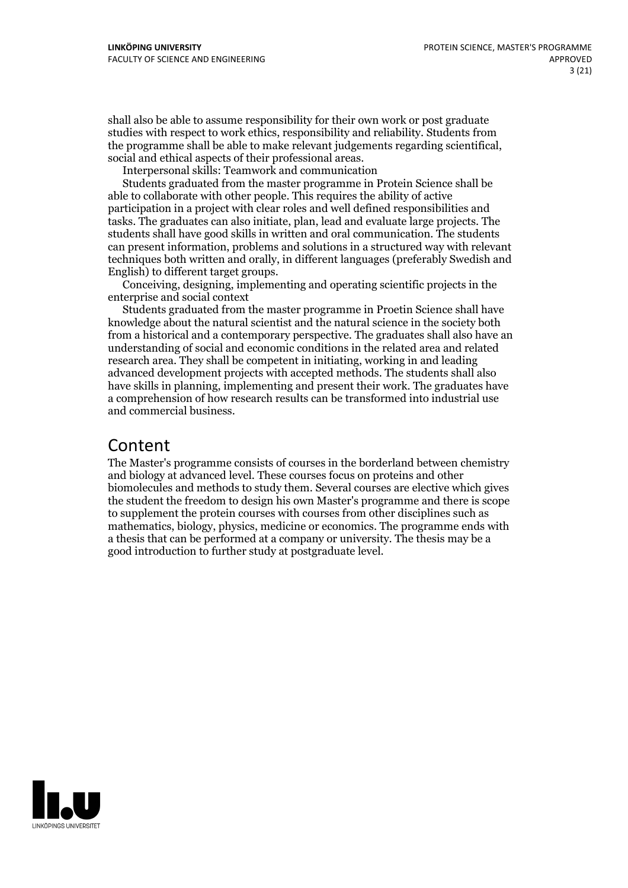shall also be able to assume responsibility for their own work or post graduate studies with respect to work ethics, responsibility and reliability. Students from the programme shall be able to make relevant judgements regarding scientifical, social and ethical aspects of their professional areas.

Interpersonal skills: Teamwork and communication

Students graduated from the master programme in Protein Science shall be able to collaborate with other people. This requires the ability of active participation in a project with clear roles and well defined responsibilities and tasks. The graduates can also initiate, plan, lead and evaluate large projects. The students shall have good skills in written and oral communication. The students can present information, problems and solutions in a structured way with relevant techniques both written and orally, in different languages (preferably Swedish and English) to different target groups.

Conceiving, designing, implementing and operating scientific projects in the enterprise and social context

Students graduated from the master programme in Proetin Science shall have knowledge about the natural scientist and the natural science in the society both from a historical and a contemporary perspective. The graduates shall also have an understanding of social and economic conditions in the related area and related research area. They shall be competent in initiating, working in and leading advanced development projects with accepted methods. The students shall also have skills in planning, implementing and present their work. The graduates have a comprehension of how research results can be transformed into industrial use and commercial business.

# Content

The Master's programme consists of courses in the borderland between chemistry and biology at advanced level. These courses focus on proteins and other biomolecules and methods to study them. Several courses are elective which gives the student the freedom to design his own Master's programme and there is scope to supplement the protein courses with courses from other disciplines such as mathematics, biology, physics, medicine or economics. The programme ends with a thesis that can be performed at a company or university. The thesis may be a good introduction to further study at postgraduate level.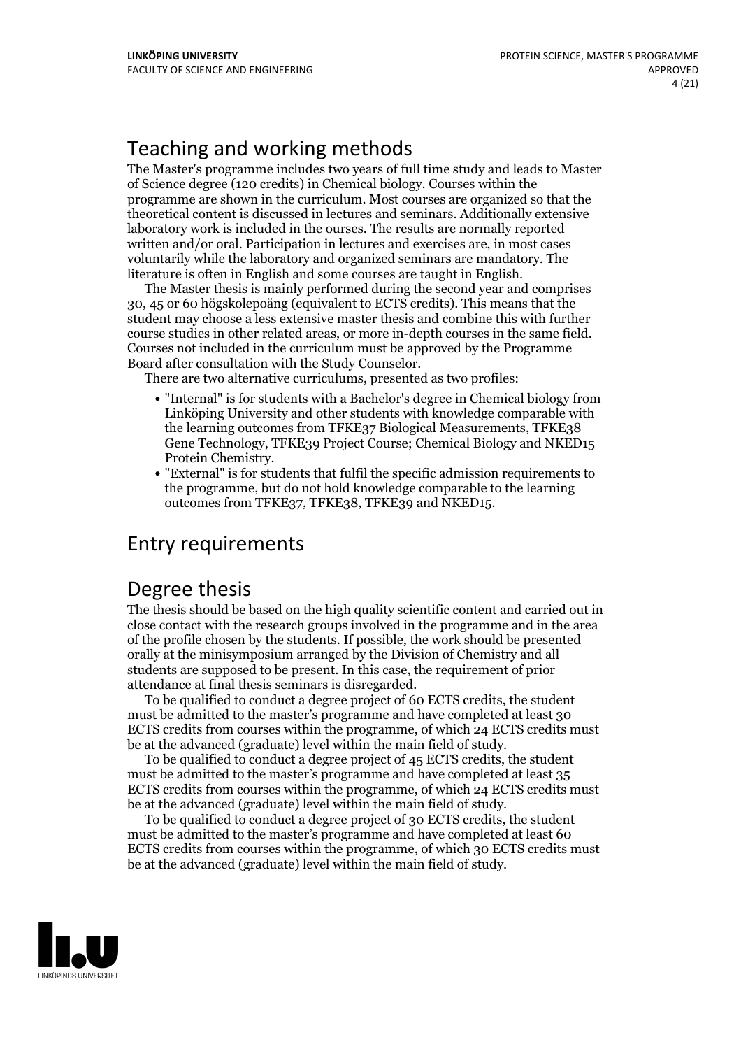## Teaching and working methods

The Master's programme includes two years of full time study and leads to Master of Science degree (120 credits) in Chemical biology. Courses within the programme are shown in the curriculum. Most courses are organized so that the theoretical content is discussed in lectures and seminars. Additionally extensive laboratory work is included in the ourses. The results are normally reported written and/or oral. Participation in lectures and exercises are, in most cases voluntarily while the laboratory and organized seminars are mandatory. The literature is often in English and some courses are taught in English.

The Master thesis is mainly performed during the second year and comprises 30, 45 or 60 högskolepoäng (equivalent to ECTS credits). This means that the student may choose a less extensive master thesis and combine this with further course studies in other related areas, or more in-depth courses in the same field. Courses not included in the curriculum must be approved by the Programme Board after consultation with the Study Counselor.

There are two alternative curriculums, presented as two profiles:

- "Internal" is for students with a Bachelor's degree in Chemical biology from Linköping University and other students with knowledge comparable with the learning outcomes from TFKE37 Biological Measurements, TFKE38 Gene Technology, TFKE39 Project Course; Chemical Biology and NKED15 Protein Chemistry.
- "External" is for students that fulfil the specific admission requirements to the programme, but do not hold knowledge comparable to the learning outcomes from TFKE37, TFKE38, TFKE39 and NKED15.

## Entry requirements

## Degree thesis

The thesis should be based on the high quality scientific content and carried out in close contact with the research groups involved in the programme and in the area of the profile chosen by the students. If possible, the work should be presented orally at the minisymposium arranged by the Division of Chemistry and all students are supposed to be present. In this case, the requirement of prior attendance at final thesis seminars is disregarded.

To be qualified to conduct a degree project of 60 ECTS credits, the student must be admitted to the master's programme and have completed at least 30 ECTS credits from courses within the programme, of which 24 ECTS credits must be at the advanced (graduate) level within the main field of study.

To be qualified to conduct a degree project of 45 ECTS credits, the student must be admitted to the master's programme and have completed at least 35 ECTS credits from courses within the programme, of which 24 ECTS credits must be at the advanced (graduate) level within the main field of study.

To be qualified to conduct a degree project of 30 ECTS credits, the student must be admitted to the master's programme and have completed at least 60 ECTS credits from courses within the programme, of which 30 ECTS credits must be at the advanced (graduate) level within the main field of study.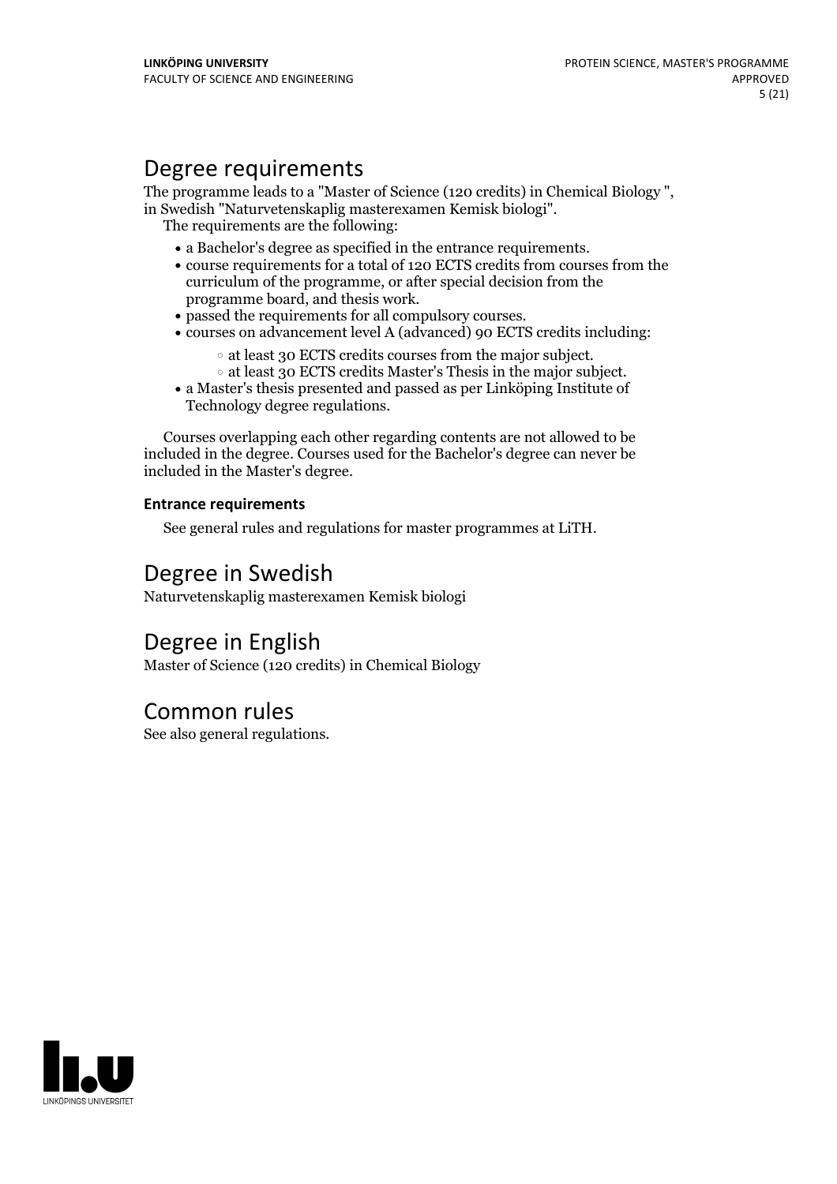# Degree requirements

The programme leads to a "Master of Science (120 credits) in Chemical Biology ", in Swedish "Naturvetenskaplig masterexamen Kemisk biologi".

The requirements are the following:

- a Bachelor's degree as specified in the entrance requirements.
- course requirements for a total of 120 ECTS credits from courses from the curriculum of the programme, or after special decision from the programme board, and thesis work.
- passed the requirements for all compulsory courses.
- courses on advancement level A (advanced) 90 ECTS credits including:
  - at least 30 ECTS credits courses from the major subject.
  - at least 30 ECTS credits Master's Thesis in the major subject.
- a Master's thesis presented and passed as per Linköping Institute of Technology degree regulations.

Courses overlapping each other regarding contents are not allowed to be included in the degree. Courses used for the Bachelor's degree can never be included in the Master's degree.

**Entrance requirements**

See general rules and regulations for master programmes at LiTH.

# Degree in Swedish

Naturvetenskaplig masterexamen Kemisk biologi

# Degree in English

Master of Science (120 credits) in Chemical Biology

# Common rules

See also general regulations.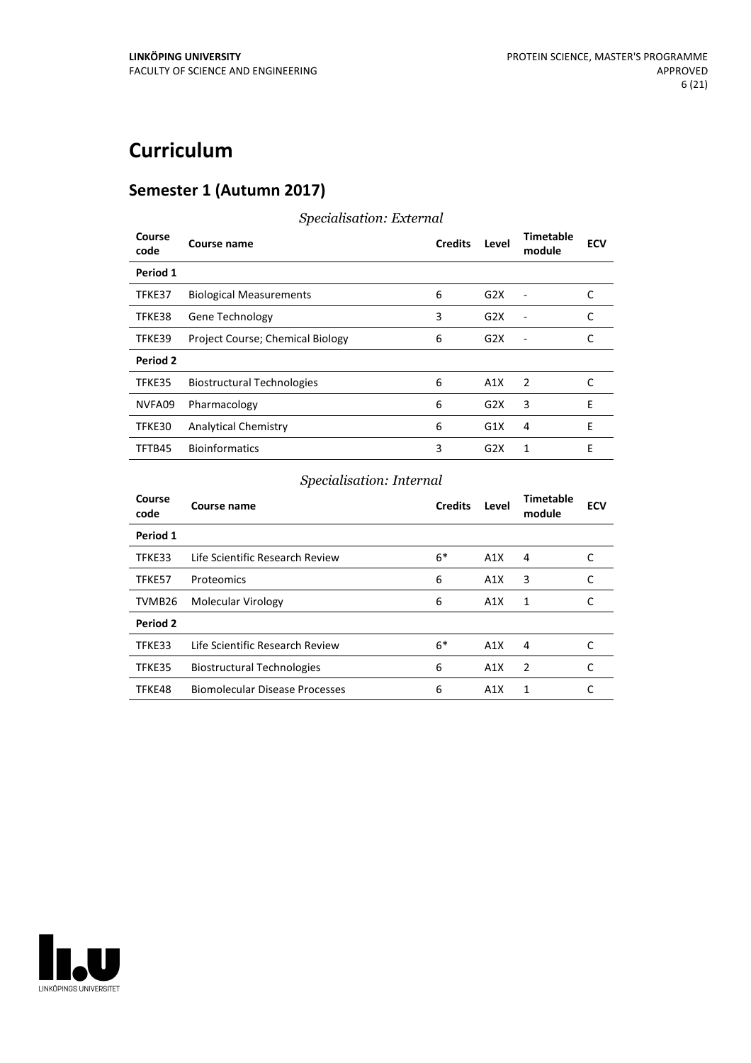# Curriculum

## Semester 1 (Autumn 2017)

*Specialisation: External*

| Course code | Course name | Credits | Level | Timetable module | ECV |
|---|---|---|---|---|---|
| **Period 1** | | | | | |
| TFKE37 | Biological Measurements | 6 | G2X | - | C |
| TFKE38 | Gene Technology | 3 | G2X | - | C |
| TFKE39 | Project Course; Chemical Biology | 6 | G2X | - | C |
| **Period 2** | | | | | |
| TFKE35 | Biostructural Technologies | 6 | A1X | 2 | C |
| NVFA09 | Pharmacology | 6 | G2X | 3 | E |
| TFKE30 | Analytical Chemistry | 6 | G1X | 4 | E |
| TFTB45 | Bioinformatics | 3 | G2X | 1 | E |

*Specialisation: Internal*

| Course code | Course name | Credits | Level | Timetable module | ECV |
|---|---|---|---|---|---|
| **Period 1** | | | | | |
| TFKE33 | Life Scientific Research Review | 6* | A1X | 4 | C |
| TFKE57 | Proteomics | 6 | A1X | 3 | C |
| TVMB26 | Molecular Virology | 6 | A1X | 1 | C |
| **Period 2** | | | | | |
| TFKE33 | Life Scientific Research Review | 6* | A1X | 4 | C |
| TFKE35 | Biostructural Technologies | 6 | A1X | 2 | C |
| TFKE48 | Biomolecular Disease Processes | 6 | A1X | 1 | C |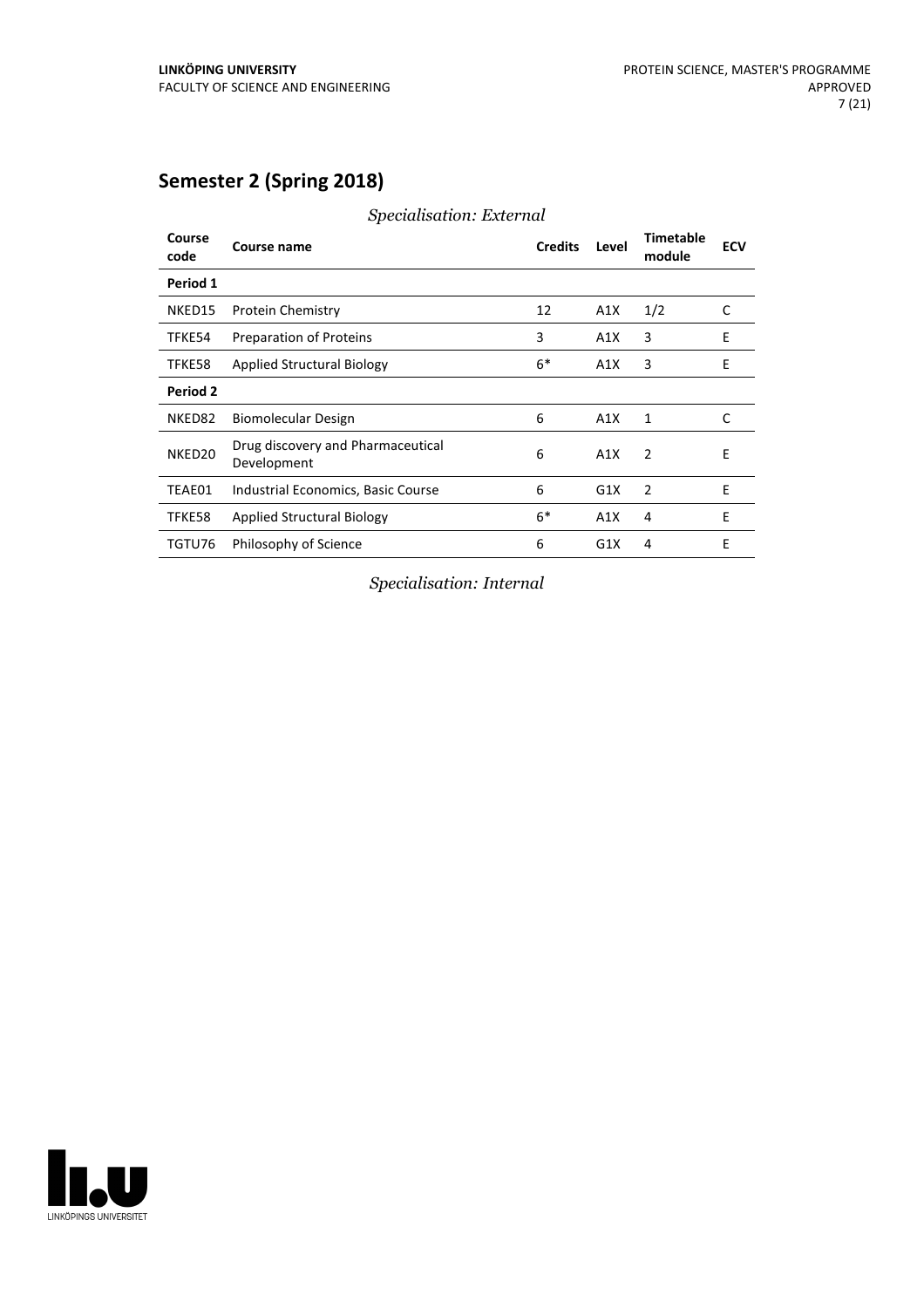## Semester 2 (Spring 2018)

*Specialisation: External*

| Course code | Course name | Credits | Level | Timetable module | ECV |
|---|---|---|---|---|---|
| **Period 1** | | | | | |
| NKED15 | Protein Chemistry | 12 | A1X | 1/2 | C |
| TFKE54 | Preparation of Proteins | 3 | A1X | 3 | E |
| TFKE58 | Applied Structural Biology | 6* | A1X | 3 | E |
| **Period 2** | | | | | |
| NKED82 | Biomolecular Design | 6 | A1X | 1 | C |
| NKED20 | Drug discovery and Pharmaceutical Development | 6 | A1X | 2 | E |
| TEAE01 | Industrial Economics, Basic Course | 6 | G1X | 2 | E |
| TFKE58 | Applied Structural Biology | 6* | A1X | 4 | E |
| TGTU76 | Philosophy of Science | 6 | G1X | 4 | E |

*Specialisation: Internal*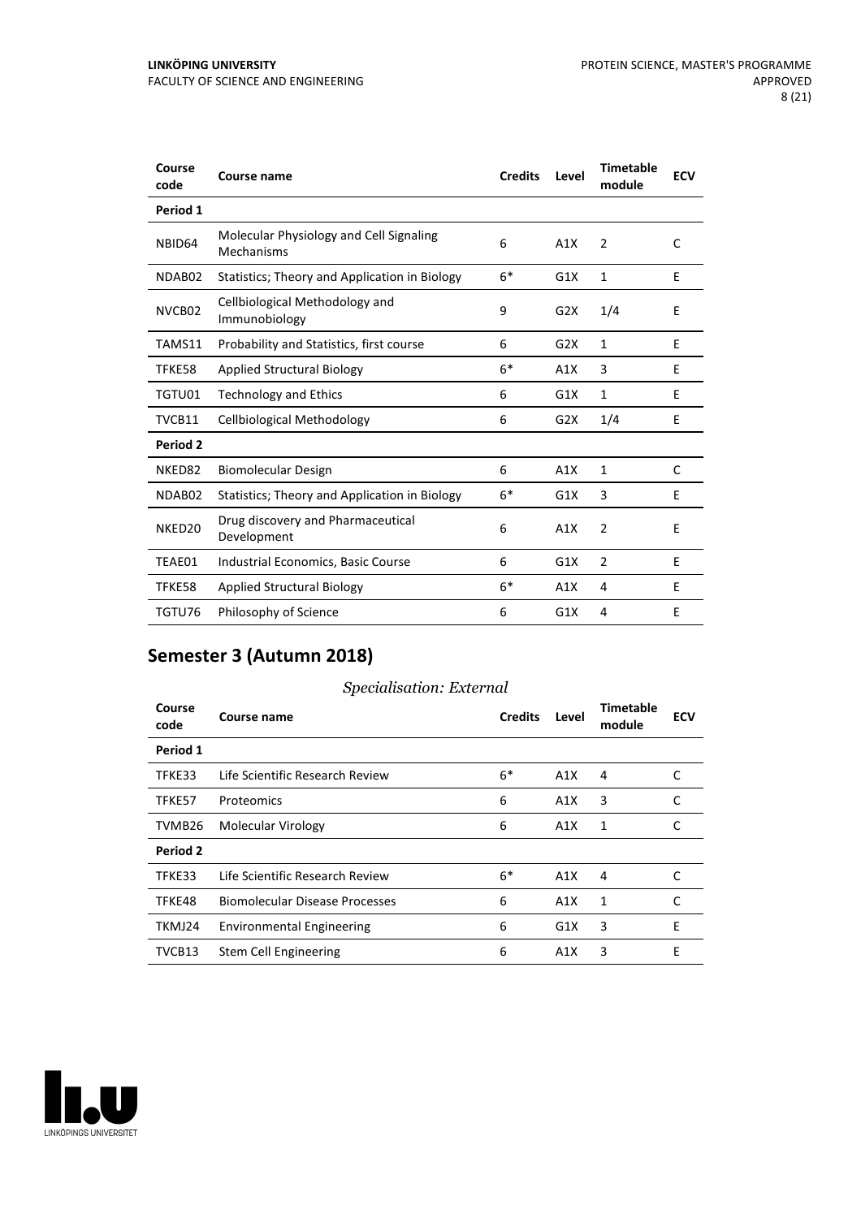| Course code | Course name | Credits | Level | Timetable module | ECV |
|---|---|---|---|---|---|
| **Period 1** | | | | | |
| NBID64 | Molecular Physiology and Cell Signaling Mechanisms | 6 | A1X | 2 | C |
| NDAB02 | Statistics; Theory and Application in Biology | 6* | G1X | 1 | E |
| NVCB02 | Cellbiological Methodology and Immunobiology | 9 | G2X | 1/4 | E |
| TAMS11 | Probability and Statistics, first course | 6 | G2X | 1 | E |
| TFKE58 | Applied Structural Biology | 6* | A1X | 3 | E |
| TGTU01 | Technology and Ethics | 6 | G1X | 1 | E |
| TVCB11 | Cellbiological Methodology | 6 | G2X | 1/4 | E |
| **Period 2** | | | | | |
| NKED82 | Biomolecular Design | 6 | A1X | 1 | C |
| NDAB02 | Statistics; Theory and Application in Biology | 6* | G1X | 3 | E |
| NKED20 | Drug discovery and Pharmaceutical Development | 6 | A1X | 2 | E |
| TEAE01 | Industrial Economics, Basic Course | 6 | G1X | 2 | E |
| TFKE58 | Applied Structural Biology | 6* | A1X | 4 | E |
| TGTU76 | Philosophy of Science | 6 | G1X | 4 | E |

## Semester 3 (Autumn 2018)

*Specialisation: External*

| Course code | Course name | Credits | Level | Timetable module | ECV |
|---|---|---|---|---|---|
| **Period 1** | | | | | |
| TFKE33 | Life Scientific Research Review | 6* | A1X | 4 | C |
| TFKE57 | Proteomics | 6 | A1X | 3 | C |
| TVMB26 | Molecular Virology | 6 | A1X | 1 | C |
| **Period 2** | | | | | |
| TFKE33 | Life Scientific Research Review | 6* | A1X | 4 | C |
| TFKE48 | Biomolecular Disease Processes | 6 | A1X | 1 | C |
| TKMJ24 | Environmental Engineering | 6 | G1X | 3 | E |
| TVCB13 | Stem Cell Engineering | 6 | A1X | 3 | E |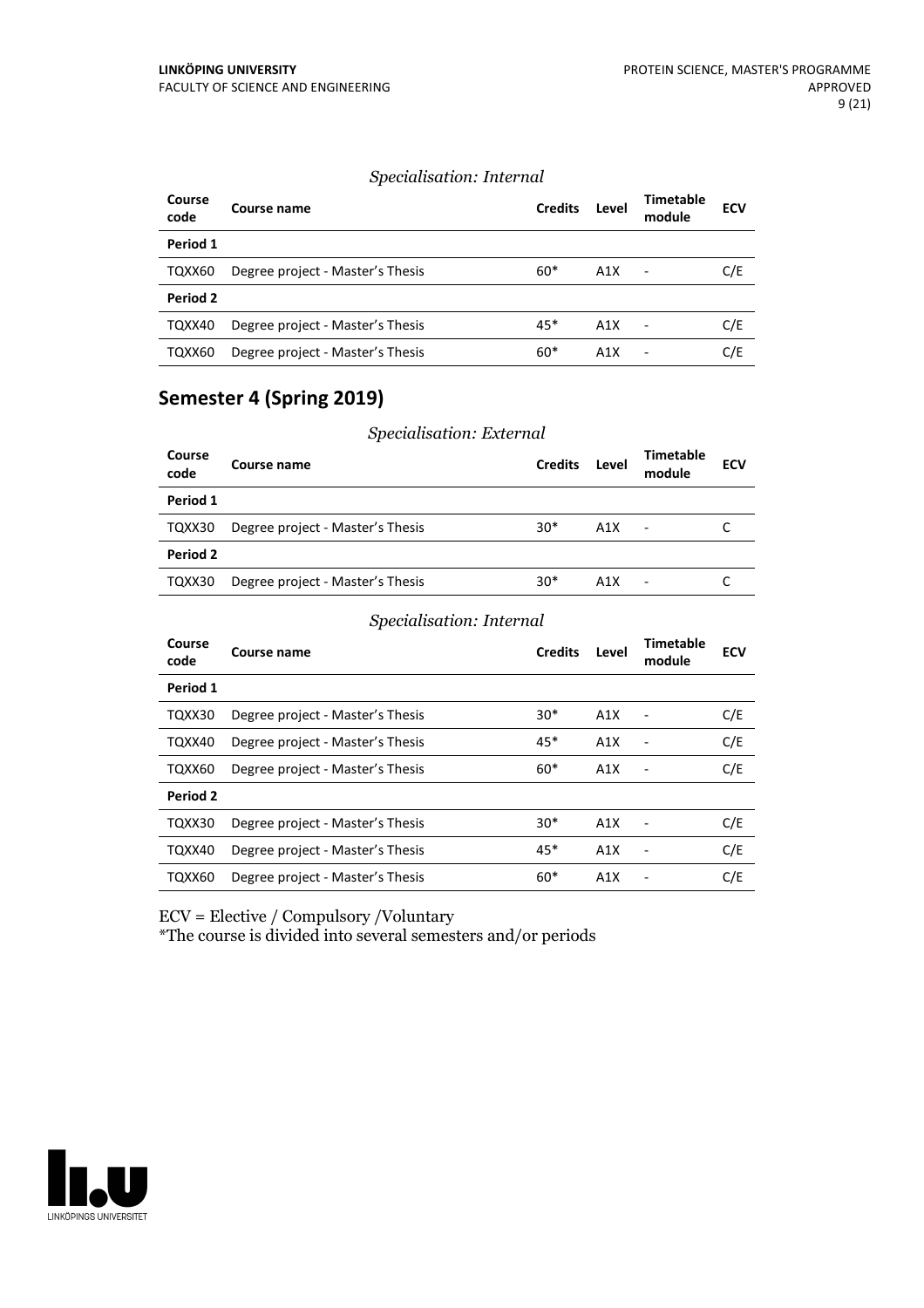*Specialisation: Internal*

| Course code | Course name | Credits | Level | Timetable module | ECV |
|---|---|---|---|---|---|
| **Period 1** | | | | | |
| TQXX60 | Degree project - Master's Thesis | 60* | A1X | - | C/E |
| **Period 2** | | | | | |
| TQXX40 | Degree project - Master's Thesis | 45* | A1X | - | C/E |
| TQXX60 | Degree project - Master's Thesis | 60* | A1X | - | C/E |

## Semester 4 (Spring 2019)

*Specialisation: External*

| Course code | Course name | Credits | Level | Timetable module | ECV |
|---|---|---|---|---|---|
| **Period 1** | | | | | |
| TQXX30 | Degree project - Master's Thesis | 30* | A1X | - | C |
| **Period 2** | | | | | |
| TQXX30 | Degree project - Master's Thesis | 30* | A1X | - | C |

*Specialisation: Internal*

| Course code | Course name | Credits | Level | Timetable module | ECV |
|---|---|---|---|---|---|
| **Period 1** | | | | | |
| TQXX30 | Degree project - Master's Thesis | 30* | A1X | - | C/E |
| TQXX40 | Degree project - Master's Thesis | 45* | A1X | - | C/E |
| TQXX60 | Degree project - Master's Thesis | 60* | A1X | - | C/E |
| **Period 2** | | | | | |
| TQXX30 | Degree project - Master's Thesis | 30* | A1X | - | C/E |
| TQXX40 | Degree project - Master's Thesis | 45* | A1X | - | C/E |
| TQXX60 | Degree project - Master's Thesis | 60* | A1X | - | C/E |

ECV = Elective / Compulsory /Voluntary
*The course is divided into several semesters and/or periods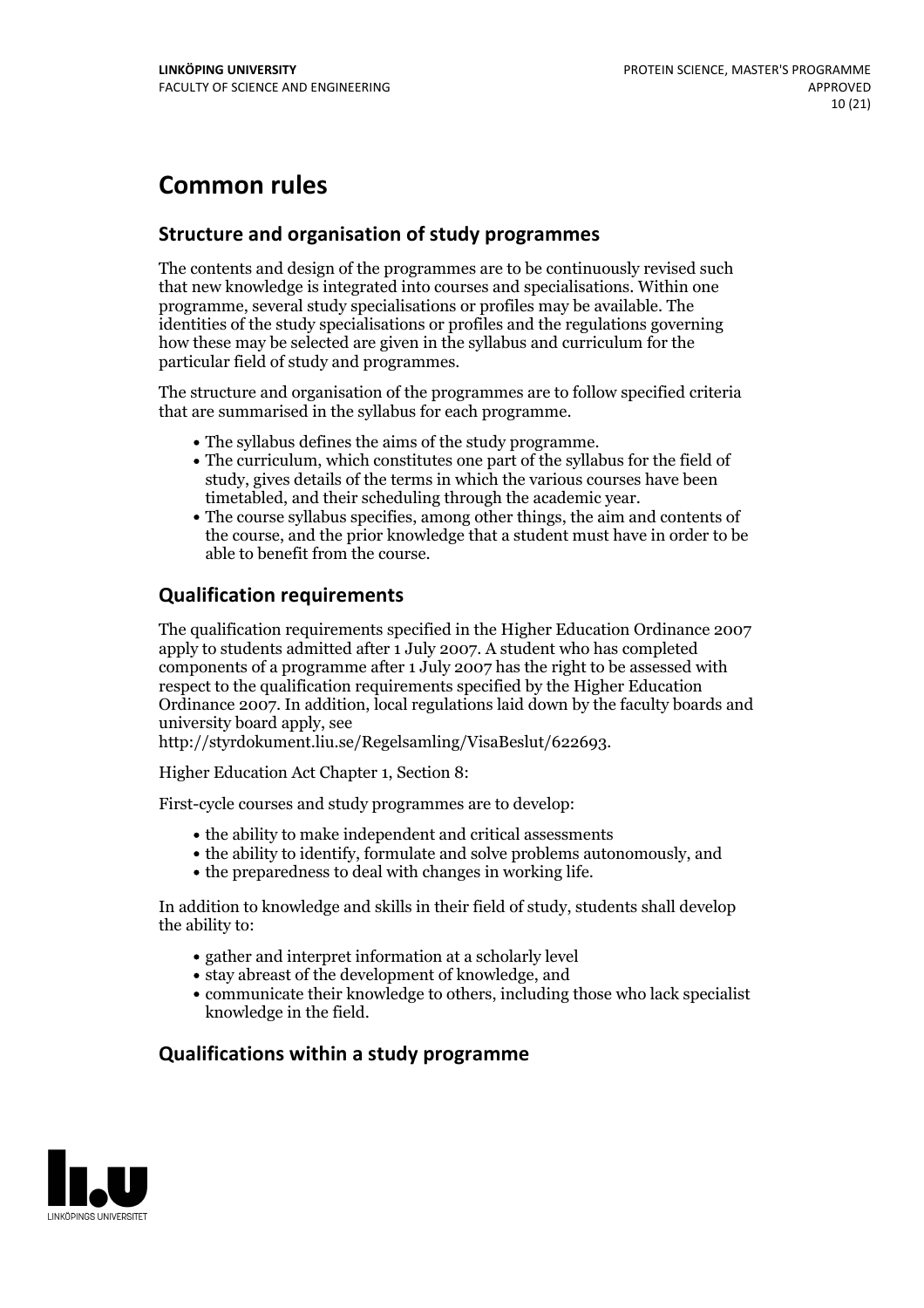# Common rules

## Structure and organisation of study programmes

The contents and design of the programmes are to be continuously revised such that new knowledge is integrated into courses and specialisations. Within one programme, several study specialisations or profiles may be available. The identities of the study specialisations or profiles and the regulations governing how these may be selected are given in the syllabus and curriculum for the particular field of study and programmes.

The structure and organisation of the programmes are to follow specified criteria that are summarised in the syllabus for each programme.

- The syllabus defines the aims of the study programme.
- The curriculum, which constitutes one part of the syllabus for the field of study, gives details of the terms in which the various courses have been timetabled, and their scheduling through the academic year.
- The course syllabus specifies, among other things, the aim and contents of the course, and the prior knowledge that a student must have in order to be able to benefit from the course.

## Qualification requirements

The qualification requirements specified in the Higher Education Ordinance 2007 apply to students admitted after 1 July 2007. A student who has completed components of a programme after 1 July 2007 has the right to be assessed with respect to the qualification requirements specified by the Higher Education Ordinance 2007. In addition, local regulations laid down by the faculty boards and university board apply, see http://styrdokument.liu.se/Regelsamling/VisaBeslut/622693.

Higher Education Act Chapter 1, Section 8:

First-cycle courses and study programmes are to develop:

- the ability to make independent and critical assessments
- the ability to identify, formulate and solve problems autonomously, and
- the preparedness to deal with changes in working life.

In addition to knowledge and skills in their field of study, students shall develop the ability to:

- gather and interpret information at a scholarly level
- stay abreast of the development of knowledge, and
- communicate their knowledge to others, including those who lack specialist knowledge in the field.

## Qualifications within a study programme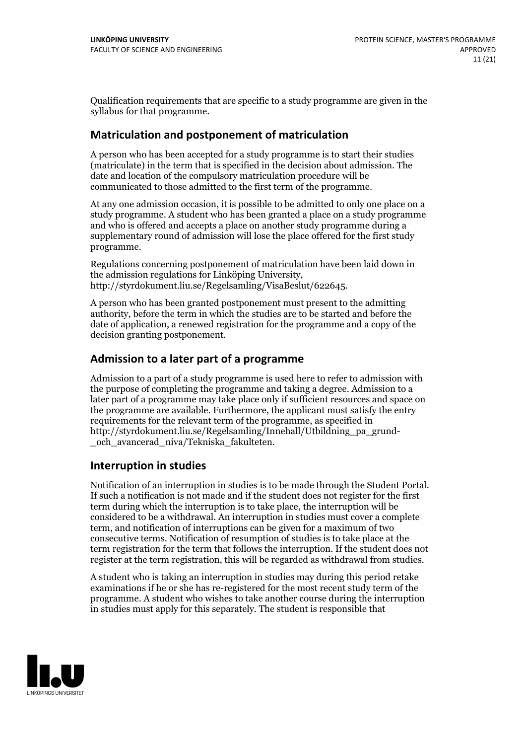Qualification requirements that are specific to a study programme are given in the syllabus for that programme.

## Matriculation and postponement of matriculation

A person who has been accepted for a study programme is to start their studies (matriculate) in the term that is specified in the decision about admission. The date and location of the compulsory matriculation procedure will be communicated to those admitted to the first term of the programme.

At any one admission occasion, it is possible to be admitted to only one place on a study programme. A student who has been granted a place on a study programme and who is offered and accepts a place on another study programme during a supplementary round of admission will lose the place offered for the first study programme.

Regulations concerning postponement of matriculation have been laid down in the admission regulations for Linköping University, http://styrdokument.liu.se/Regelsamling/VisaBeslut/622645.

A person who has been granted postponement must present to the admitting authority, before the term in which the studies are to be started and before the date of application, a renewed registration for the programme and a copy of the decision granting postponement.

## Admission to a later part of a programme

Admission to a part of a study programme is used here to refer to admission with the purpose of completing the programme and taking a degree. Admission to a later part of a programme may take place only if sufficient resources and space on the programme are available. Furthermore, the applicant must satisfy the entry requirements for the relevant term of the programme, as specified in http://styrdokument.liu.se/Regelsamling/Innehall/Utbildning_pa_grund-_och_avancerad_niva/Tekniska_fakulteten.

## Interruption in studies

Notification of an interruption in studies is to be made through the Student Portal. If such a notification is not made and if the student does not register for the first term during which the interruption is to take place, the interruption will be considered to be a withdrawal. An interruption in studies must cover a complete term, and notification of interruptions can be given for a maximum of two consecutive terms. Notification of resumption of studies is to take place at the term registration for the term that follows the interruption. If the student does not register at the term registration, this will be regarded as withdrawal from studies.

A student who is taking an interruption in studies may during this period retake examinations if he or she has re-registered for the most recent study term of the programme. A student who wishes to take another course during the interruption in studies must apply for this separately. The student is responsible that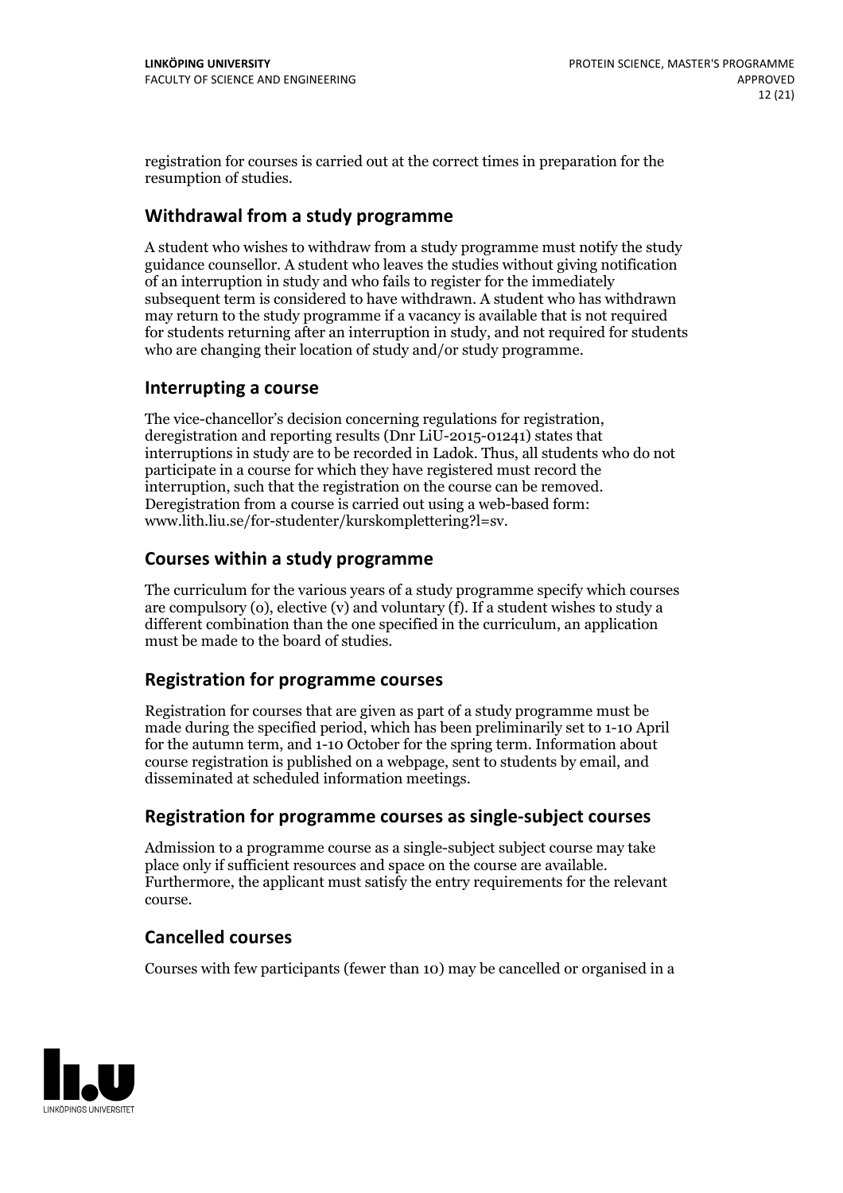registration for courses is carried out at the correct times in preparation for the resumption of studies.

## Withdrawal from a study programme

A student who wishes to withdraw from a study programme must notify the study guidance counsellor. A student who leaves the studies without giving notification of an interruption in study and who fails to register for the immediately subsequent term is considered to have withdrawn. A student who has withdrawn may return to the study programme if a vacancy is available that is not required for students returning after an interruption in study, and not required for students who are changing their location of study and/or study programme.

## Interrupting a course

The vice-chancellor's decision concerning regulations for registration, deregistration and reporting results (Dnr LiU-2015-01241) states that interruptions in study are to be recorded in Ladok. Thus, all students who do not participate in a course for which they have registered must record the interruption, such that the registration on the course can be removed. Deregistration from a course is carried out using a web-based form: www.lith.liu.se/for-studenter/kurskomplettering?l=sv.

## Courses within a study programme

The curriculum for the various years of a study programme specify which courses are compulsory (o), elective (v) and voluntary (f). If a student wishes to study a different combination than the one specified in the curriculum, an application must be made to the board of studies.

## Registration for programme courses

Registration for courses that are given as part of a study programme must be made during the specified period, which has been preliminarily set to 1-10 April for the autumn term, and 1-10 October for the spring term. Information about course registration is published on a webpage, sent to students by email, and disseminated at scheduled information meetings.

## Registration for programme courses as single-subject courses

Admission to a programme course as a single-subject subject course may take place only if sufficient resources and space on the course are available. Furthermore, the applicant must satisfy the entry requirements for the relevant course.

## Cancelled courses

Courses with few participants (fewer than 10) may be cancelled or organised in a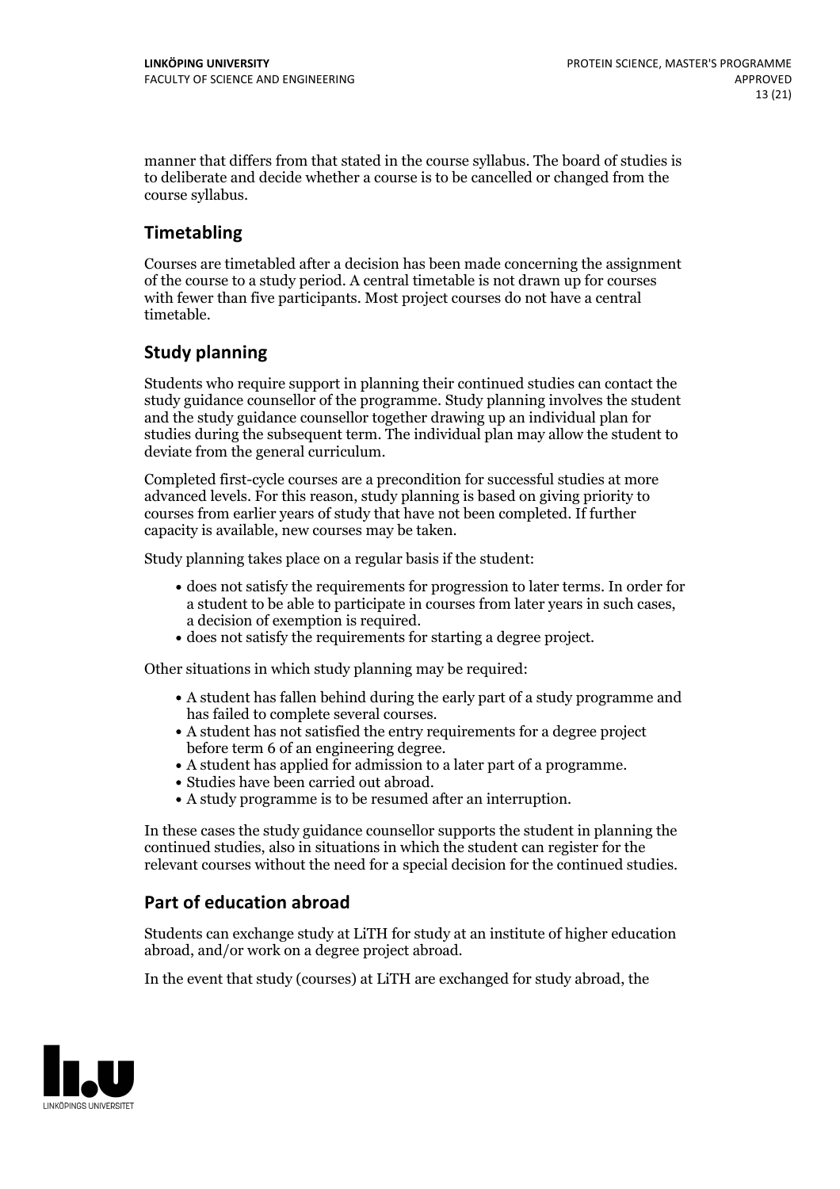manner that differs from that stated in the course syllabus. The board of studies is to deliberate and decide whether a course is to be cancelled or changed from the course syllabus.

## Timetabling

Courses are timetabled after a decision has been made concerning the assignment of the course to a study period. A central timetable is not drawn up for courses with fewer than five participants. Most project courses do not have a central timetable.

## Study planning

Students who require support in planning their continued studies can contact the study guidance counsellor of the programme. Study planning involves the student and the study guidance counsellor together drawing up an individual plan for studies during the subsequent term. The individual plan may allow the student to deviate from the general curriculum.

Completed first-cycle courses are a precondition for successful studies at more advanced levels. For this reason, study planning is based on giving priority to courses from earlier years of study that have not been completed. If further capacity is available, new courses may be taken.

Study planning takes place on a regular basis if the student:

- does not satisfy the requirements for progression to later terms. In order for a student to be able to participate in courses from later years in such cases, a decision of exemption is required.
- does not satisfy the requirements for starting a degree project.

Other situations in which study planning may be required:

- A student has fallen behind during the early part of a study programme and has failed to complete several courses.
- A student has not satisfied the entry requirements for a degree project before term 6 of an engineering degree.
- A student has applied for admission to a later part of a programme.
- Studies have been carried out abroad.
- A study programme is to be resumed after an interruption.

In these cases the study guidance counsellor supports the student in planning the continued studies, also in situations in which the student can register for the relevant courses without the need for a special decision for the continued studies.

## Part of education abroad

Students can exchange study at LiTH for study at an institute of higher education abroad, and/or work on a degree project abroad.

In the event that study (courses) at LiTH are exchanged for study abroad, the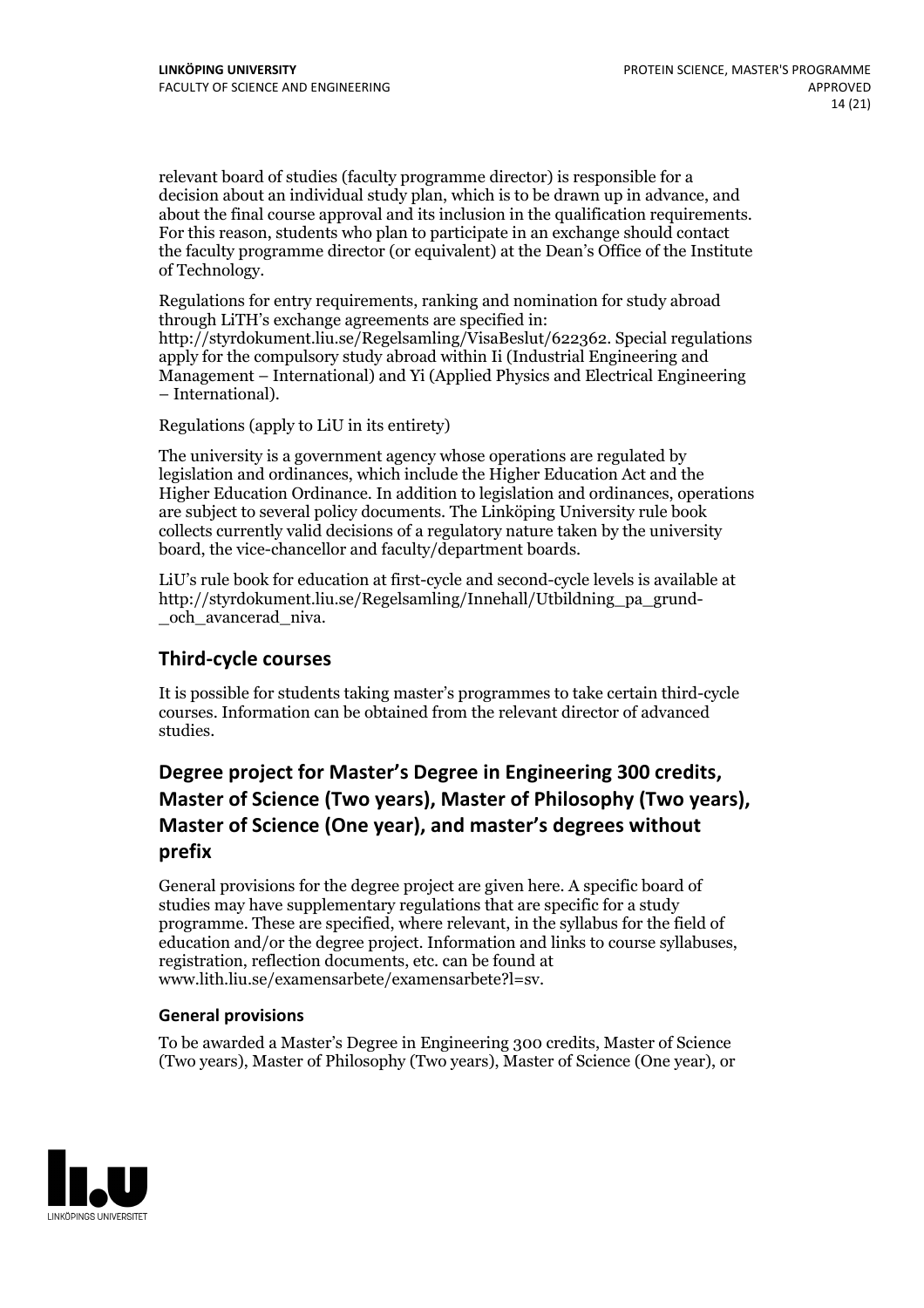relevant board of studies (faculty programme director) is responsible for a decision about an individual study plan, which is to be drawn up in advance, and about the final course approval and its inclusion in the qualification requirements. For this reason, students who plan to participate in an exchange should contact the faculty programme director (or equivalent) at the Dean's Office of the Institute of Technology.

Regulations for entry requirements, ranking and nomination for study abroad through LiTH's exchange agreements are specified in: http://styrdokument.liu.se/Regelsamling/VisaBeslut/622362. Special regulations apply for the compulsory study abroad within Ii (Industrial Engineering and Management – International) and Yi (Applied Physics and Electrical Engineering – International).

Regulations (apply to LiU in its entirety)

The university is a government agency whose operations are regulated by legislation and ordinances, which include the Higher Education Act and the Higher Education Ordinance. In addition to legislation and ordinances, operations are subject to several policy documents. The Linköping University rule book collects currently valid decisions of a regulatory nature taken by the university board, the vice-chancellor and faculty/department boards.

LiU's rule book for education at first-cycle and second-cycle levels is available at http://styrdokument.liu.se/Regelsamling/Innehall/Utbildning_pa_grund-_och_avancerad_niva.

## Third-cycle courses

It is possible for students taking master's programmes to take certain third-cycle courses. Information can be obtained from the relevant director of advanced studies.

## Degree project for Master's Degree in Engineering 300 credits, Master of Science (Two years), Master of Philosophy (Two years), Master of Science (One year), and master's degrees without prefix

General provisions for the degree project are given here. A specific board of studies may have supplementary regulations that are specific for a study programme. These are specified, where relevant, in the syllabus for the field of education and/or the degree project. Information and links to course syllabuses, registration, reflection documents, etc. can be found at www.lith.liu.se/examensarbete/examensarbete?l=sv.

### General provisions

To be awarded a Master's Degree in Engineering 300 credits, Master of Science (Two years), Master of Philosophy (Two years), Master of Science (One year), or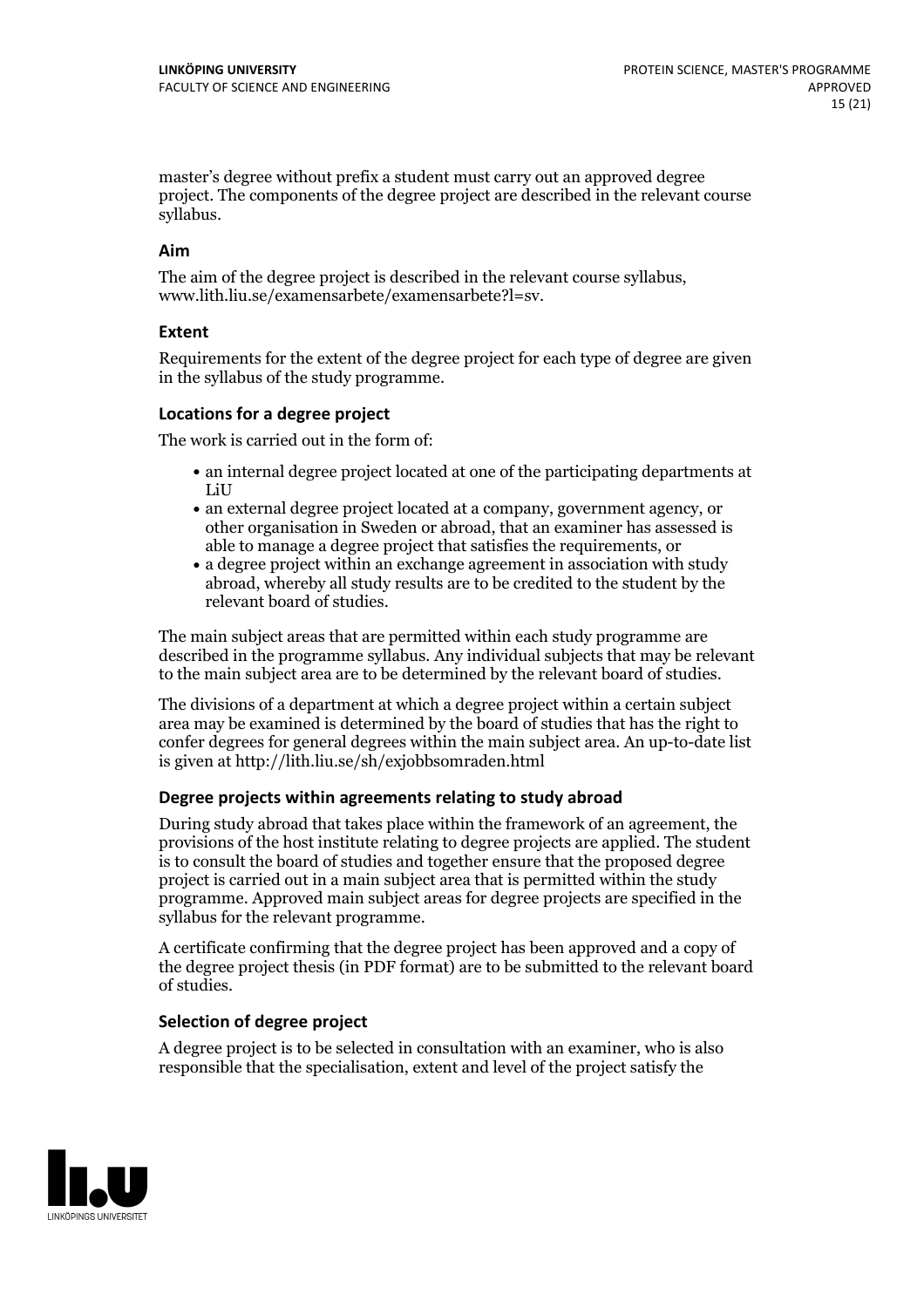master's degree without prefix a student must carry out an approved degree project. The components of the degree project are described in the relevant course syllabus.

### Aim

The aim of the degree project is described in the relevant course syllabus, www.lith.liu.se/examensarbete/examensarbete?l=sv.

### Extent

Requirements for the extent of the degree project for each type of degree are given in the syllabus of the study programme.

### Locations for a degree project

The work is carried out in the form of:

- an internal degree project located at one of the participating departments at LiU
- an external degree project located at a company, government agency, or other organisation in Sweden or abroad, that an examiner has assessed is able to manage a degree project that satisfies the requirements, or
- a degree project within an exchange agreement in association with study abroad, whereby all study results are to be credited to the student by the relevant board of studies.

The main subject areas that are permitted within each study programme are described in the programme syllabus. Any individual subjects that may be relevant to the main subject area are to be determined by the relevant board of studies.

The divisions of a department at which a degree project within a certain subject area may be examined is determined by the board of studies that has the right to confer degrees for general degrees within the main subject area. An up-to-date list is given at http://lith.liu.se/sh/exjobbsomraden.html

### Degree projects within agreements relating to study abroad

During study abroad that takes place within the framework of an agreement, the provisions of the host institute relating to degree projects are applied. The student is to consult the board of studies and together ensure that the proposed degree project is carried out in a main subject area that is permitted within the study programme. Approved main subject areas for degree projects are specified in the syllabus for the relevant programme.

A certificate confirming that the degree project has been approved and a copy of the degree project thesis (in PDF format) are to be submitted to the relevant board of studies.

### Selection of degree project

A degree project is to be selected in consultation with an examiner, who is also responsible that the specialisation, extent and level of the project satisfy the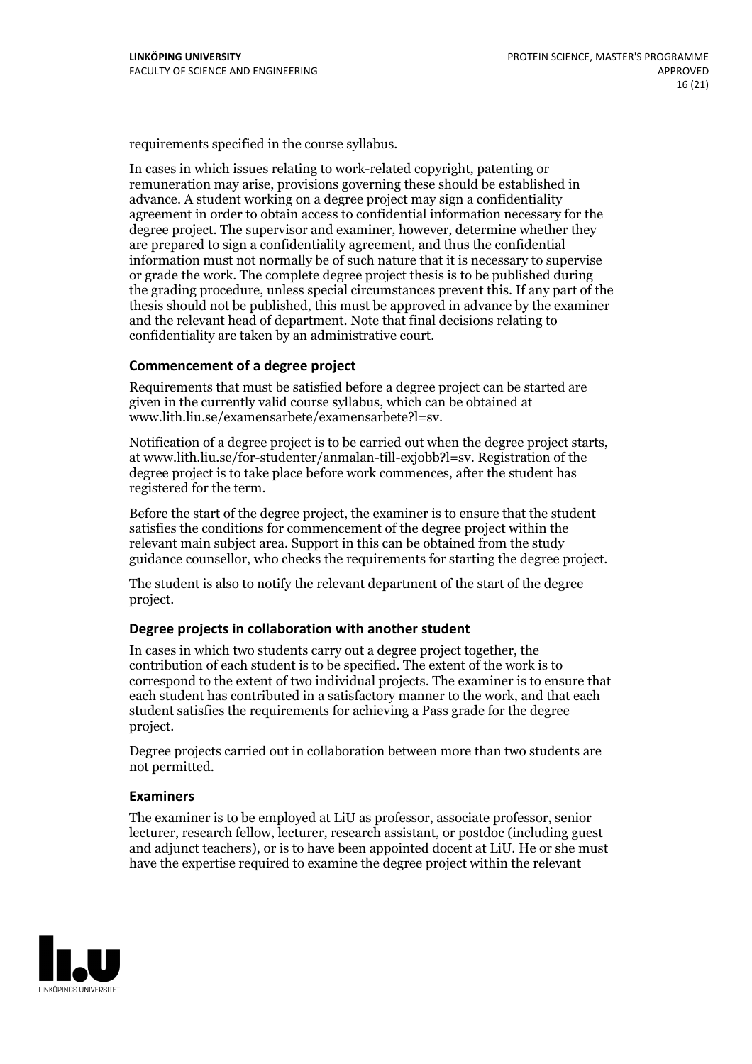requirements specified in the course syllabus.

In cases in which issues relating to work-related copyright, patenting or remuneration may arise, provisions governing these should be established in advance. A student working on a degree project may sign a confidentiality agreement in order to obtain access to confidential information necessary for the degree project. The supervisor and examiner, however, determine whether they are prepared to sign a confidentiality agreement, and thus the confidential information must not normally be of such nature that it is necessary to supervise or grade the work. The complete degree project thesis is to be published during the grading procedure, unless special circumstances prevent this. If any part of the thesis should not be published, this must be approved in advance by the examiner and the relevant head of department. Note that final decisions relating to confidentiality are taken by an administrative court.

### Commencement of a degree project

Requirements that must be satisfied before a degree project can be started are given in the currently valid course syllabus, which can be obtained at www.lith.liu.se/examensarbete/examensarbete?l=sv.

Notification of a degree project is to be carried out when the degree project starts, at www.lith.liu.se/for-studenter/anmalan-till-exjobb?l=sv. Registration of the degree project is to take place before work commences, after the student has registered for the term.

Before the start of the degree project, the examiner is to ensure that the student satisfies the conditions for commencement of the degree project within the relevant main subject area. Support in this can be obtained from the study guidance counsellor, who checks the requirements for starting the degree project.

The student is also to notify the relevant department of the start of the degree project.

### Degree projects in collaboration with another student

In cases in which two students carry out a degree project together, the contribution of each student is to be specified. The extent of the work is to correspond to the extent of two individual projects. The examiner is to ensure that each student has contributed in a satisfactory manner to the work, and that each student satisfies the requirements for achieving a Pass grade for the degree project.

Degree projects carried out in collaboration between more than two students are not permitted.

### Examiners

The examiner is to be employed at LiU as professor, associate professor, senior lecturer, research fellow, lecturer, research assistant, or postdoc (including guest and adjunct teachers), or is to have been appointed docent at LiU. He or she must have the expertise required to examine the degree project within the relevant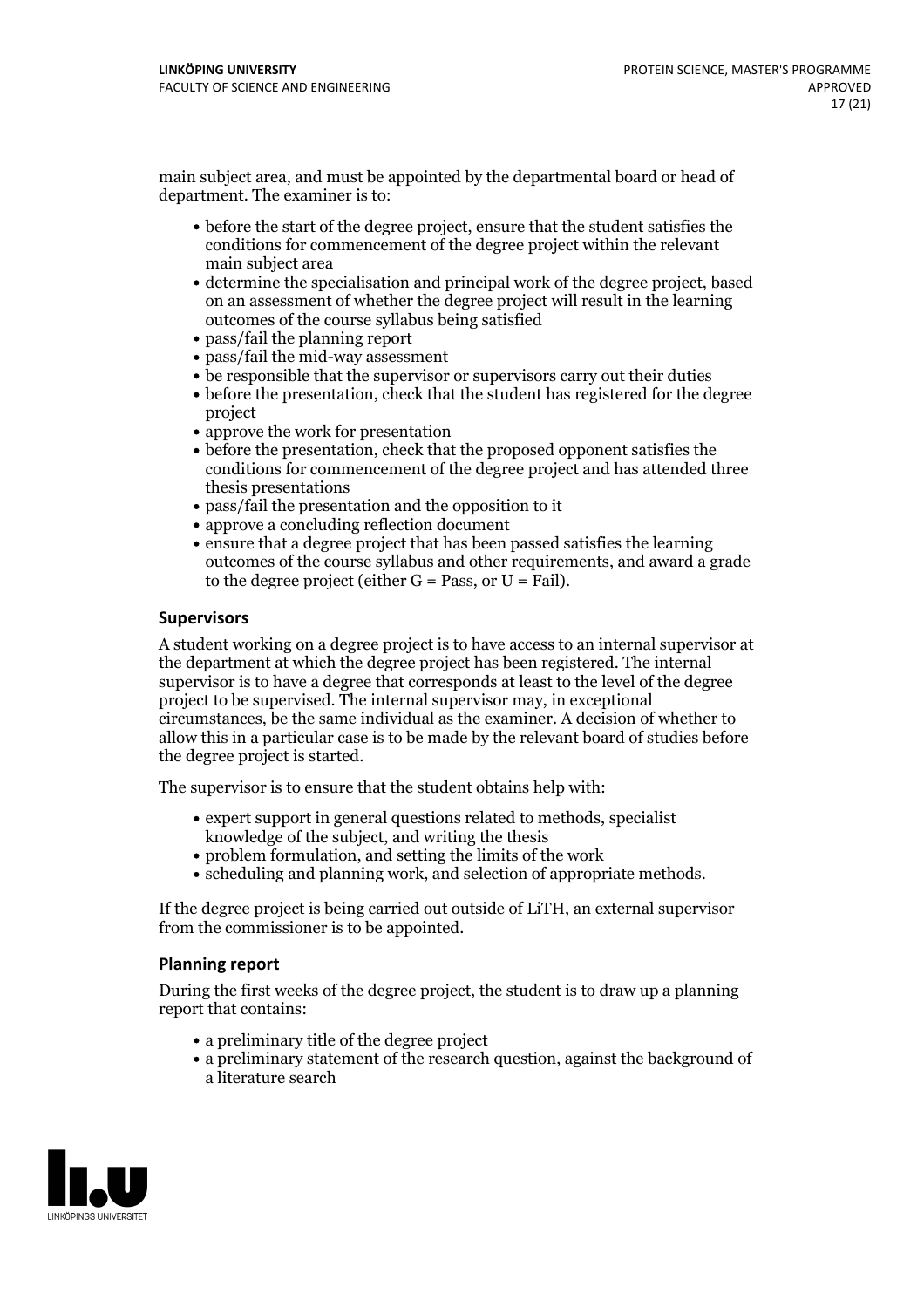main subject area, and must be appointed by the departmental board or head of department. The examiner is to:

- before the start of the degree project, ensure that the student satisfies the conditions for commencement of the degree project within the relevant main subject area
- determine the specialisation and principal work of the degree project, based on an assessment of whether the degree project will result in the learning outcomes of the course syllabus being satisfied
- pass/fail the planning report
- pass/fail the mid-way assessment
- be responsible that the supervisor or supervisors carry out their duties
- before the presentation, check that the student has registered for the degree project
- approve the work for presentation
- before the presentation, check that the proposed opponent satisfies the conditions for commencement of the degree project and has attended three thesis presentations
- pass/fail the presentation and the opposition to it
- approve a concluding reflection document
- ensure that a degree project that has been passed satisfies the learning outcomes of the course syllabus and other requirements, and award a grade to the degree project (either G = Pass, or U = Fail).

#### Supervisors

A student working on a degree project is to have access to an internal supervisor at the department at which the degree project has been registered. The internal supervisor is to have a degree that corresponds at least to the level of the degree project to be supervised. The internal supervisor may, in exceptional circumstances, be the same individual as the examiner. A decision of whether to allow this in a particular case is to be made by the relevant board of studies before the degree project is started.

The supervisor is to ensure that the student obtains help with:

- expert support in general questions related to methods, specialist knowledge of the subject, and writing the thesis
- problem formulation, and setting the limits of the work
- scheduling and planning work, and selection of appropriate methods.

If the degree project is being carried out outside of LiTH, an external supervisor from the commissioner is to be appointed.

#### Planning report

During the first weeks of the degree project, the student is to draw up a planning report that contains:

- a preliminary title of the degree project
- a preliminary statement of the research question, against the background of a literature search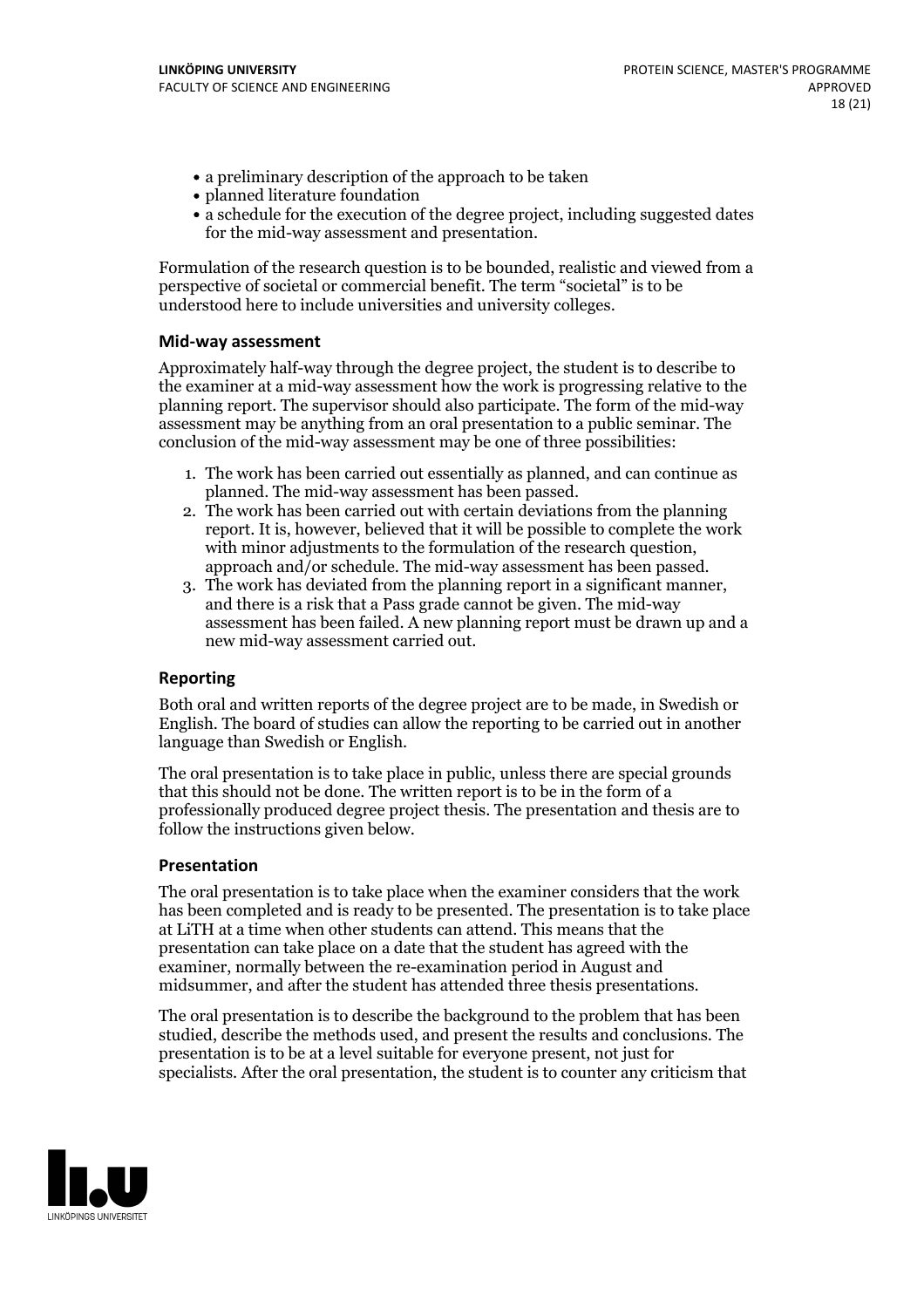- a preliminary description of the approach to be taken
- planned literature foundation
- a schedule for the execution of the degree project, including suggested dates for the mid-way assessment and presentation.

Formulation of the research question is to be bounded, realistic and viewed from a perspective of societal or commercial benefit. The term "societal" is to be understood here to include universities and university colleges.

### Mid-way assessment

Approximately half-way through the degree project, the student is to describe to the examiner at a mid-way assessment how the work is progressing relative to the planning report. The supervisor should also participate. The form of the mid-way assessment may be anything from an oral presentation to a public seminar. The conclusion of the mid-way assessment may be one of three possibilities:

1. The work has been carried out essentially as planned, and can continue as planned. The mid-way assessment has been passed.
2. The work has been carried out with certain deviations from the planning report. It is, however, believed that it will be possible to complete the work with minor adjustments to the formulation of the research question, approach and/or schedule. The mid-way assessment has been passed.
3. The work has deviated from the planning report in a significant manner, and there is a risk that a Pass grade cannot be given. The mid-way assessment has been failed. A new planning report must be drawn up and a new mid-way assessment carried out.

### Reporting

Both oral and written reports of the degree project are to be made, in Swedish or English. The board of studies can allow the reporting to be carried out in another language than Swedish or English.

The oral presentation is to take place in public, unless there are special grounds that this should not be done. The written report is to be in the form of a professionally produced degree project thesis. The presentation and thesis are to follow the instructions given below.

### Presentation

The oral presentation is to take place when the examiner considers that the work has been completed and is ready to be presented. The presentation is to take place at LiTH at a time when other students can attend. This means that the presentation can take place on a date that the student has agreed with the examiner, normally between the re-examination period in August and midsummer, and after the student has attended three thesis presentations.

The oral presentation is to describe the background to the problem that has been studied, describe the methods used, and present the results and conclusions. The presentation is to be at a level suitable for everyone present, not just for specialists. After the oral presentation, the student is to counter any criticism that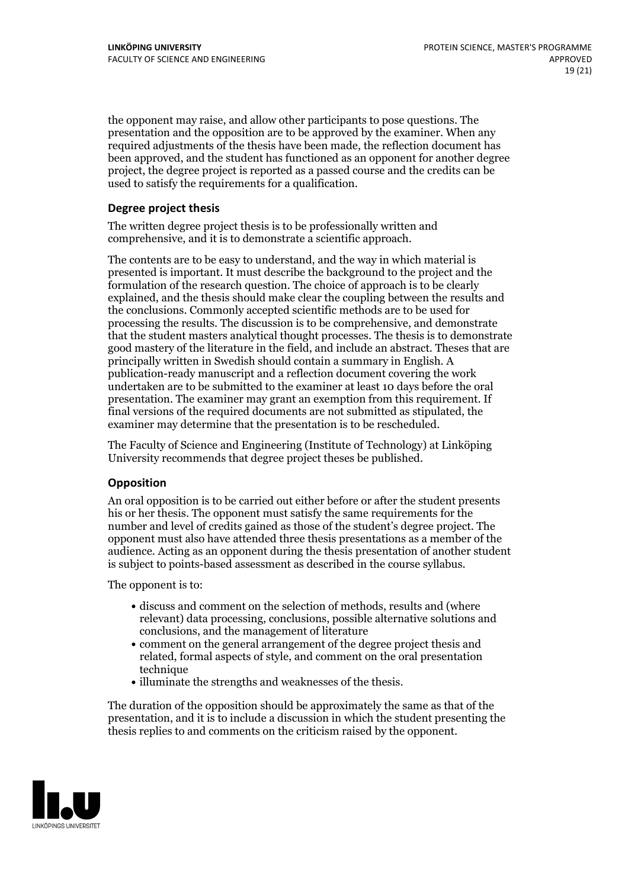the opponent may raise, and allow other participants to pose questions. The presentation and the opposition are to be approved by the examiner. When any required adjustments of the thesis have been made, the reflection document has been approved, and the student has functioned as an opponent for another degree project, the degree project is reported as a passed course and the credits can be used to satisfy the requirements for a qualification.

### Degree project thesis

The written degree project thesis is to be professionally written and comprehensive, and it is to demonstrate a scientific approach.

The contents are to be easy to understand, and the way in which material is presented is important. It must describe the background to the project and the formulation of the research question. The choice of approach is to be clearly explained, and the thesis should make clear the coupling between the results and the conclusions. Commonly accepted scientific methods are to be used for processing the results. The discussion is to be comprehensive, and demonstrate that the student masters analytical thought processes. The thesis is to demonstrate good mastery of the literature in the field, and include an abstract. Theses that are principally written in Swedish should contain a summary in English. A publication-ready manuscript and a reflection document covering the work undertaken are to be submitted to the examiner at least 10 days before the oral presentation. The examiner may grant an exemption from this requirement. If final versions of the required documents are not submitted as stipulated, the examiner may determine that the presentation is to be rescheduled.

The Faculty of Science and Engineering (Institute of Technology) at Linköping University recommends that degree project theses be published.

### Opposition

An oral opposition is to be carried out either before or after the student presents his or her thesis. The opponent must satisfy the same requirements for the number and level of credits gained as those of the student's degree project. The opponent must also have attended three thesis presentations as a member of the audience. Acting as an opponent during the thesis presentation of another student is subject to points-based assessment as described in the course syllabus.

The opponent is to:

- discuss and comment on the selection of methods, results and (where relevant) data processing, conclusions, possible alternative solutions and conclusions, and the management of literature
- comment on the general arrangement of the degree project thesis and related, formal aspects of style, and comment on the oral presentation technique
- illuminate the strengths and weaknesses of the thesis.

The duration of the opposition should be approximately the same as that of the presentation, and it is to include a discussion in which the student presenting the thesis replies to and comments on the criticism raised by the opponent.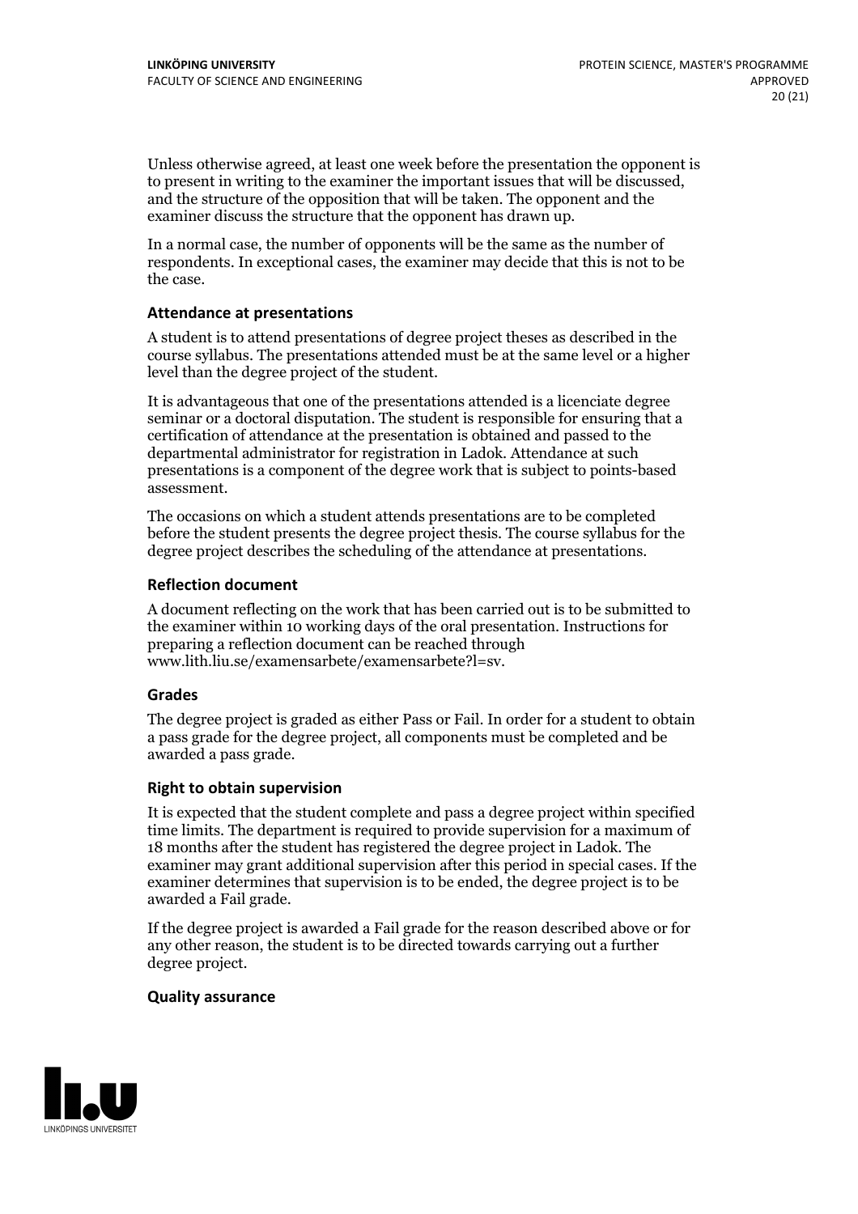Unless otherwise agreed, at least one week before the presentation the opponent is to present in writing to the examiner the important issues that will be discussed, and the structure of the opposition that will be taken. The opponent and the examiner discuss the structure that the opponent has drawn up.

In a normal case, the number of opponents will be the same as the number of respondents. In exceptional cases, the examiner may decide that this is not to be the case.

#### Attendance at presentations

A student is to attend presentations of degree project theses as described in the course syllabus. The presentations attended must be at the same level or a higher level than the degree project of the student.

It is advantageous that one of the presentations attended is a licenciate degree seminar or a doctoral disputation. The student is responsible for ensuring that a certification of attendance at the presentation is obtained and passed to the departmental administrator for registration in Ladok. Attendance at such presentations is a component of the degree work that is subject to points-based assessment.

The occasions on which a student attends presentations are to be completed before the student presents the degree project thesis. The course syllabus for the degree project describes the scheduling of the attendance at presentations.

#### Reflection document

A document reflecting on the work that has been carried out is to be submitted to the examiner within 10 working days of the oral presentation. Instructions for preparing a reflection document can be reached through www.lith.liu.se/examensarbete/examensarbete?l=sv.

#### Grades

The degree project is graded as either Pass or Fail. In order for a student to obtain a pass grade for the degree project, all components must be completed and be awarded a pass grade.

#### Right to obtain supervision

It is expected that the student complete and pass a degree project within specified time limits. The department is required to provide supervision for a maximum of 18 months after the student has registered the degree project in Ladok. The examiner may grant additional supervision after this period in special cases. If the examiner determines that supervision is to be ended, the degree project is to be awarded a Fail grade.

If the degree project is awarded a Fail grade for the reason described above or for any other reason, the student is to be directed towards carrying out a further degree project.

#### Quality assurance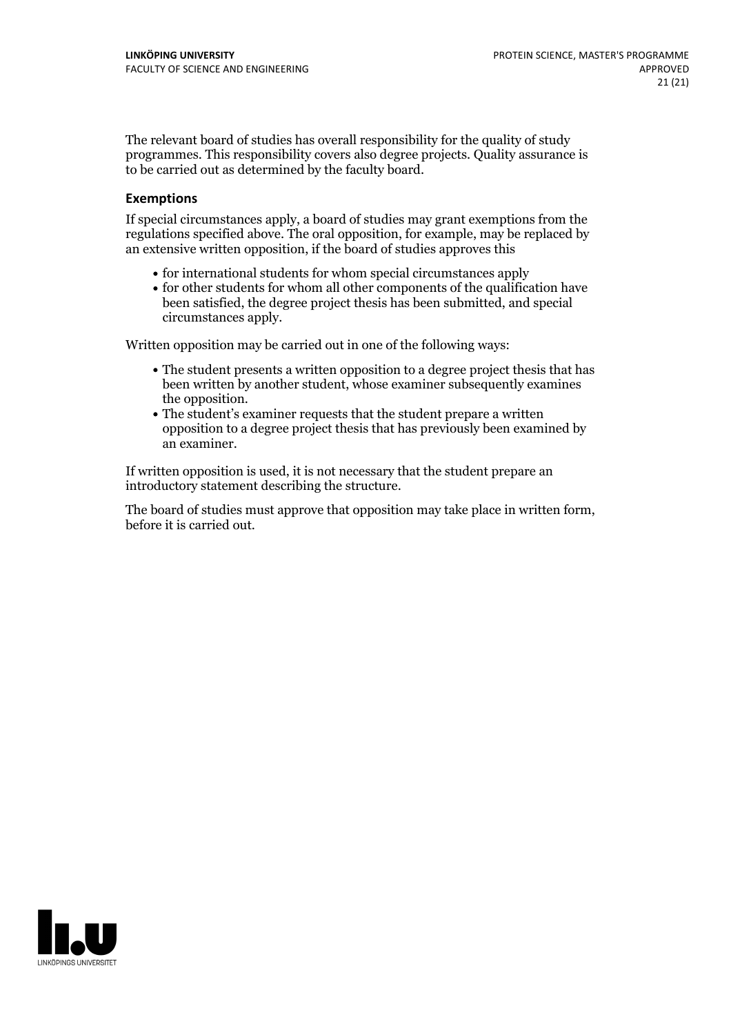The relevant board of studies has overall responsibility for the quality of study programmes. This responsibility covers also degree projects. Quality assurance is to be carried out as determined by the faculty board.

### Exemptions

If special circumstances apply, a board of studies may grant exemptions from the regulations specified above. The oral opposition, for example, may be replaced by an extensive written opposition, if the board of studies approves this

- for international students for whom special circumstances apply
- for other students for whom all other components of the qualification have been satisfied, the degree project thesis has been submitted, and special circumstances apply.

Written opposition may be carried out in one of the following ways:

- The student presents a written opposition to a degree project thesis that has been written by another student, whose examiner subsequently examines the opposition.
- The student's examiner requests that the student prepare a written opposition to a degree project thesis that has previously been examined by an examiner.

If written opposition is used, it is not necessary that the student prepare an introductory statement describing the structure.

The board of studies must approve that opposition may take place in written form, before it is carried out.